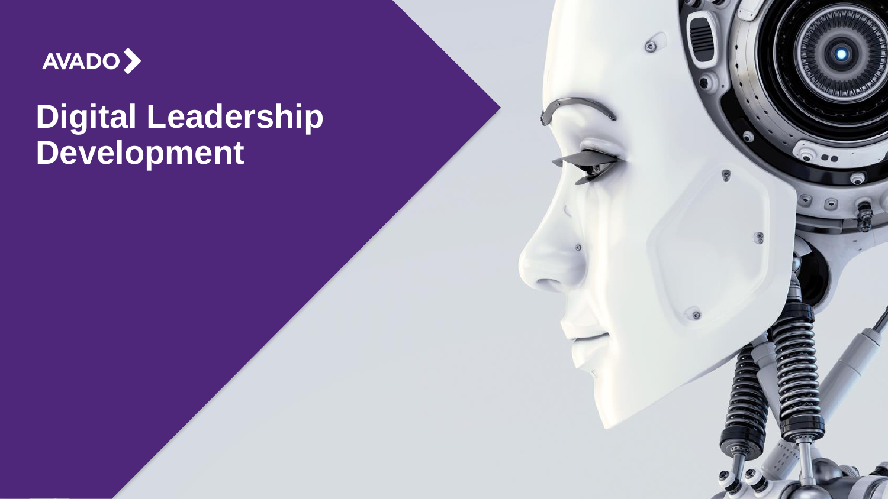AVADO

# Digital Leadership Development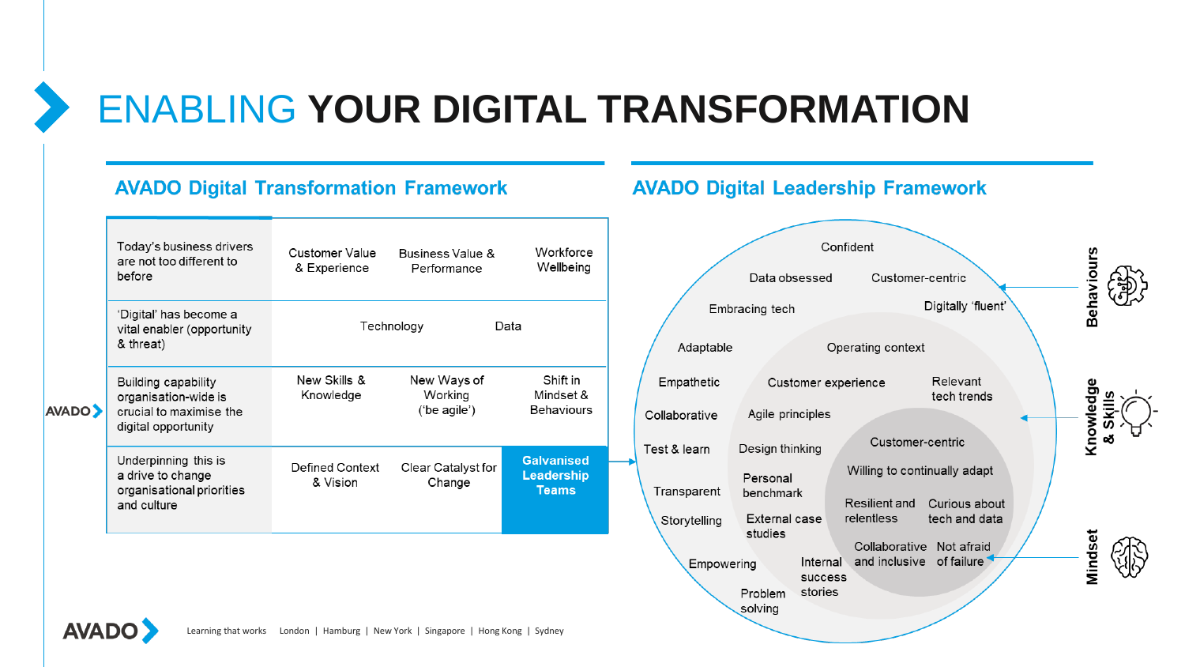# ENABLING **YOUR DIGITAL TRANSFORMATION**

## AVADO Digital Transformation Framework

| | | | |
|---|---|---|---|
| Today's business drivers are not too different to before | Customer Value & Experience | Business Value & Performance | Workforce Wellbeing |
| 'Digital' has become a vital enabler (opportunity & threat) | Technology | | Data |
| Building capability organisation-wide is crucial to maximise the digital opportunity | New Skills & Knowledge | New Ways of Working ('be agile') | Shift in Mindset & Behaviours |
| Underpinning this is a drive to change organisational priorities and culture | Defined Context & Vision | Clear Catalyst for Change | **Galvanised Leadership Teams** |

AVADO

## AVADO Digital Leadership Framework

**Behaviours**

- Confident
- Data obsessed
- Customer-centric
- Embracing tech
- Digitally 'fluent'
- Adaptable
- Empathetic
- Collaborative
- Test & learn
- Transparent
- Storytelling
- Empowering
- Problem solving

**Knowledge & Skills**

- Operating context
- Customer experience
- Relevant tech trends
- Agile principles
- Design thinking
- Personal benchmark
- External case studies
- Internal success stories

**Mindset**

- Customer-centric
- Willing to continually adapt
- Resilient and relentless
- Curious about tech and data
- Collaborative and inclusive
- Not afraid of failure

AVADO

Learning that works London | Hamburg | New York | Singapore | Hong Kong | Sydney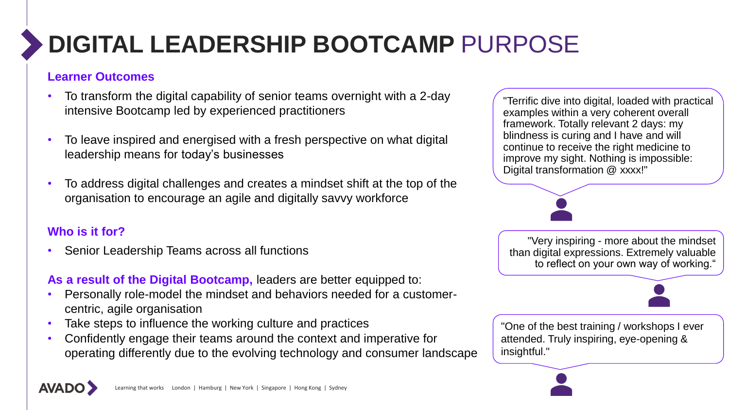# DIGITAL LEADERSHIP BOOTCAMP PURPOSE

### Learner Outcomes

- To transform the digital capability of senior teams overnight with a 2-day intensive Bootcamp led by experienced practitioners
- To leave inspired and energised with a fresh perspective on what digital leadership means for today's businesses
- To address digital challenges and creates a mindset shift at the top of the organisation to encourage an agile and digitally savvy workforce

### Who is it for?

- Senior Leadership Teams across all functions

**As a result of the Digital Bootcamp,** leaders are better equipped to:

- Personally role-model the mindset and behaviors needed for a customer-centric, agile organisation
- Take steps to influence the working culture and practices
- Confidently engage their teams around the context and imperative for operating differently due to the evolving technology and consumer landscape

"Terrific dive into digital, loaded with practical examples within a very coherent overall framework. Totally relevant 2 days: my blindness is curing and I have and will continue to receive the right medicine to improve my sight. Nothing is impossible: Digital transformation @ xxxx!"

"Very inspiring - more about the mindset than digital expressions. Extremely valuable to reflect on your own way of working."

"One of the best training / workshops I ever attended. Truly inspiring, eye-opening & insightful."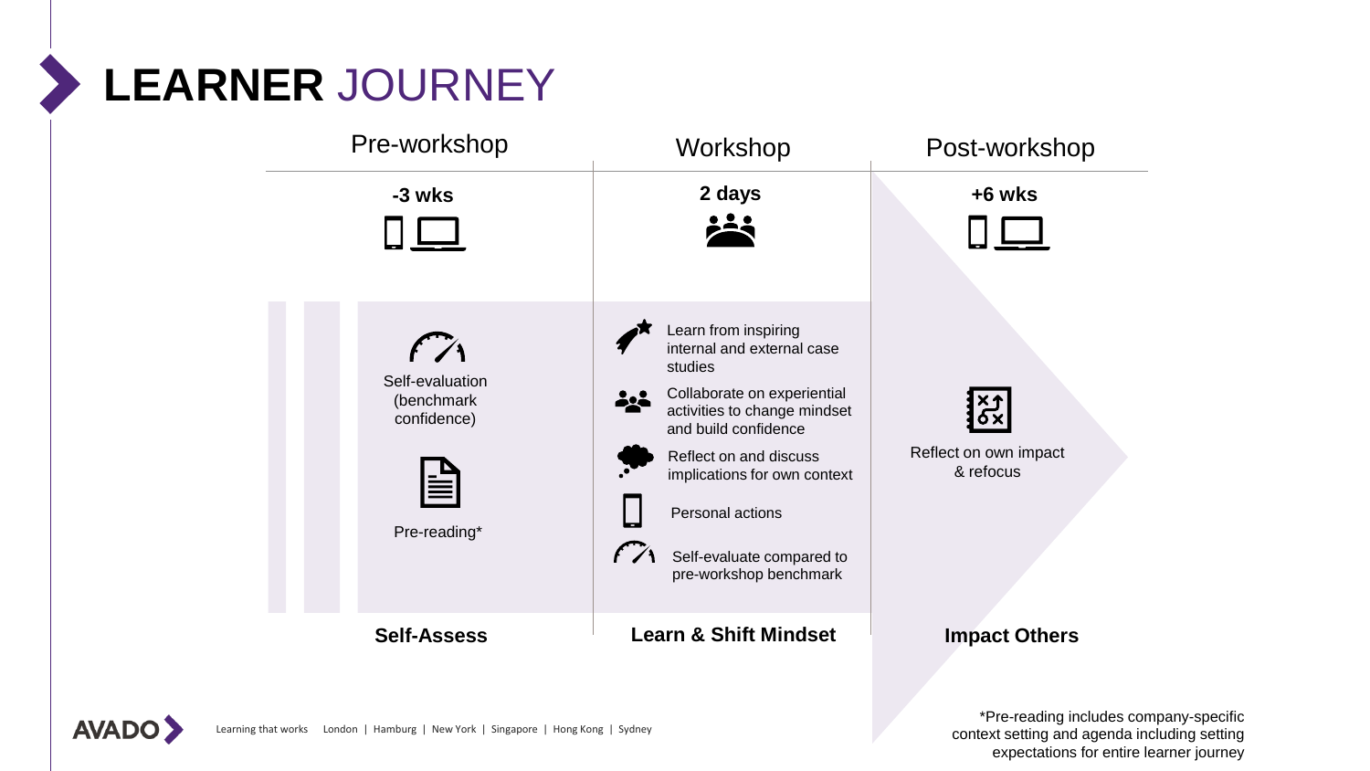# LEARNER JOURNEY

| Pre-workshop | Workshop | Post-workshop |
| --- | --- | --- |
| **-3 wks** | **2 days** | **+6 wks** |
| Self-evaluation (benchmark confidence)<br><br>Pre-reading* | Learn from inspiring internal and external case studies<br><br>Collaborate on experiential activities to change mindset and build confidence<br><br>Reflect on and discuss implications for own context<br><br>Personal actions<br><br>Self-evaluate compared to pre-workshop benchmark | Reflect on own impact & refocus |
| **Self-Assess** | **Learn & Shift Mindset** | **Impact Others** |

*Pre-reading includes company-specific context setting and agenda including setting expectations for entire learner journey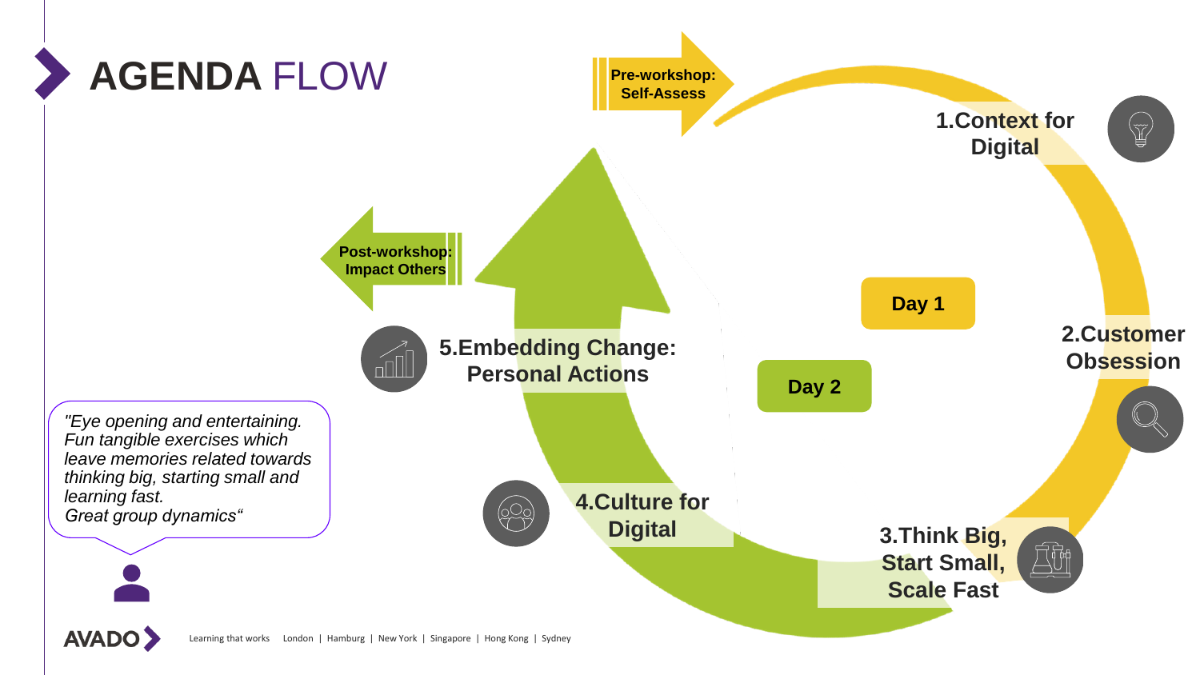# AGENDA FLOW

**Pre-workshop: Self-Assess**

**1.Context for Digital**

**Day 1**

**2.Customer Obsession**

**3.Think Big, Start Small, Scale Fast**

**Day 2**

**4.Culture for Digital**

**5.Embedding Change: Personal Actions**

**Post-workshop: Impact Others**

*"Eye opening and entertaining. Fun tangible exercises which leave memories related towards thinking big, starting small and learning fast.*
*Great group dynamics"*

AVADO

Learning that works London | Hamburg | New York | Singapore | Hong Kong | Sydney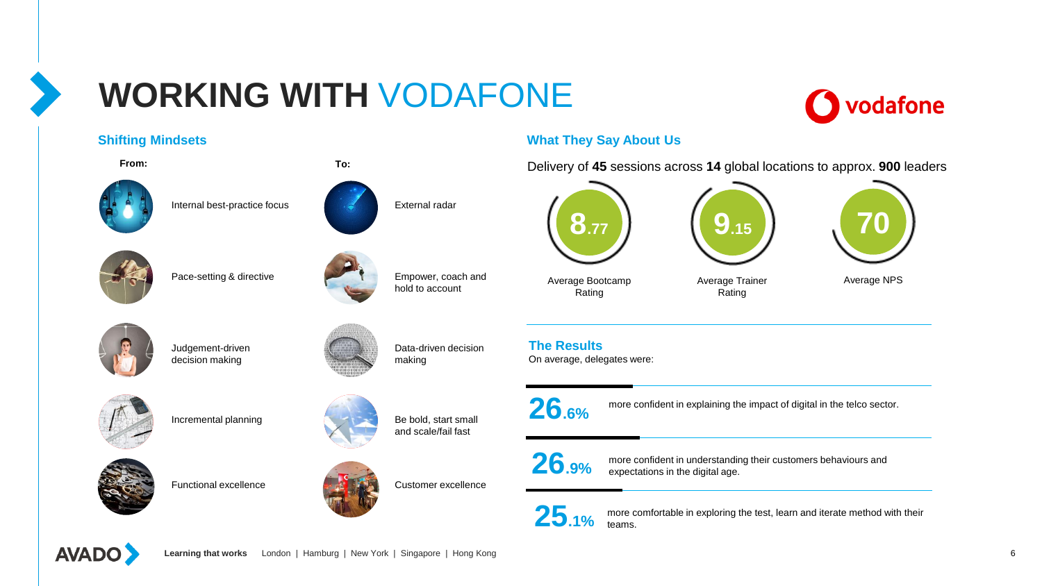# WORKING WITH VODAFONE

## Shifting Mindsets

| From: | To: |
| --- | --- |
| Internal best-practice focus | External radar |
| Pace-setting & directive | Empower, coach and hold to account |
| Judgement-driven decision making | Data-driven decision making |
| Incremental planning | Be bold, start small and scale/fail fast |
| Functional excellence | Customer excellence |

## What They Say About Us

Delivery of **45** sessions across **14** global locations to approx. **900** leaders

- **8.77** – Average Bootcamp Rating
- **9.15** – Average Trainer Rating
- **70** – Average NPS

## The Results

On average, delegates were:

**26.6%** more confident in explaining the impact of digital in the telco sector.

**26.9%** more confident in understanding their customers behaviours and expectations in the digital age.

**25.1%** more comfortable in exploring the test, learn and iterate method with their teams.

**Learning that works** London | Hamburg | New York | Singapore | Hong Kong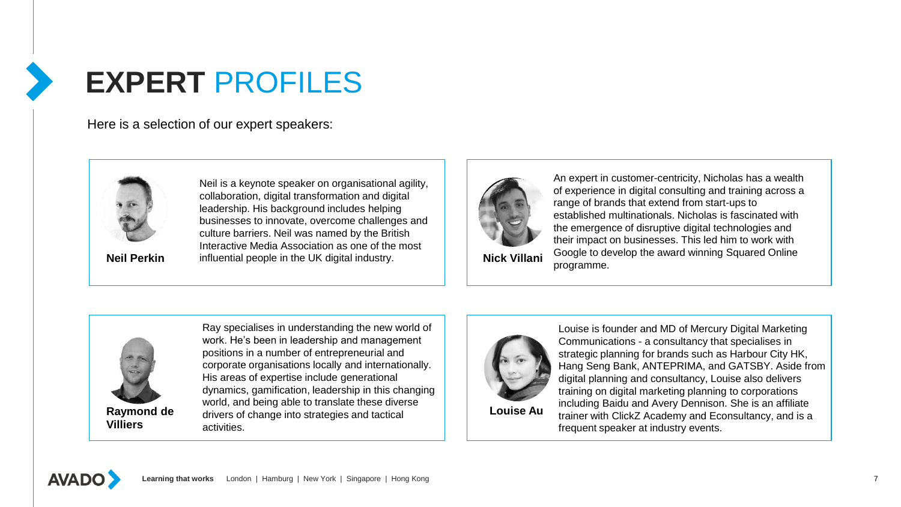# EXPERT PROFILES

Here is a selection of our expert speakers:

**Neil Perkin**

Neil is a keynote speaker on organisational agility, collaboration, digital transformation and digital leadership. His background includes helping businesses to innovate, overcome challenges and culture barriers. Neil was named by the British Interactive Media Association as one of the most influential people in the UK digital industry.

**Nick Villani**

An expert in customer-centricity, Nicholas has a wealth of experience in digital consulting and training across a range of brands that extend from start-ups to established multinationals. Nicholas is fascinated with the emergence of disruptive digital technologies and their impact on businesses. This led him to work with Google to develop the award winning Squared Online programme.

**Raymond de Villiers**

Ray specialises in understanding the new world of work. He's been in leadership and management positions in a number of entrepreneurial and corporate organisations locally and internationally. His areas of expertise include generational dynamics, gamification, leadership in this changing world, and being able to translate these diverse drivers of change into strategies and tactical activities.

**Louise Au**

Louise is founder and MD of Mercury Digital Marketing Communications - a consultancy that specialises in strategic planning for brands such as Harbour City HK, Hang Seng Bank, ANTEPRIMA, and GATSBY. Aside from digital planning and consultancy, Louise also delivers training on digital marketing planning to corporations including Baidu and Avery Dennison. She is an affiliate trainer with ClickZ Academy and Econsultancy, and is a frequent speaker at industry events.

AVADO **Learning that works** London | Hamburg | New York | Singapore | Hong Kong